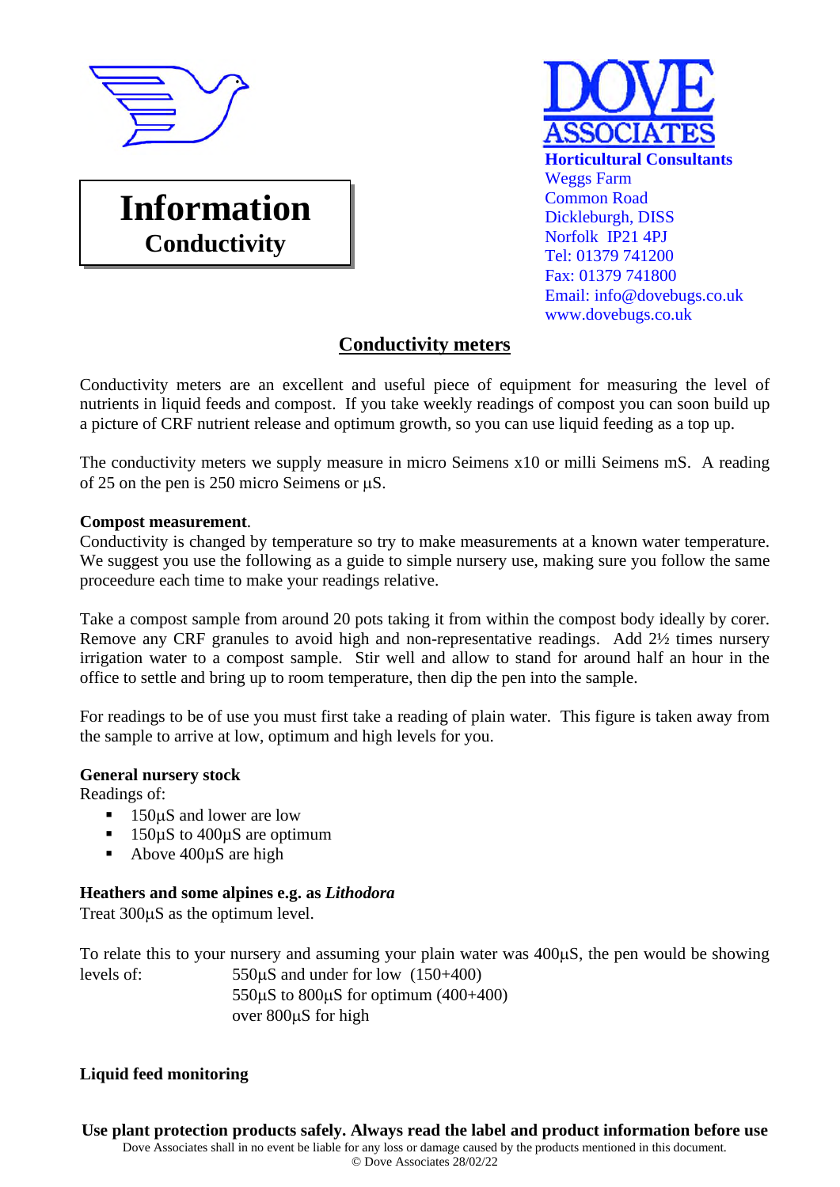# Information
## Conductivity

**DOVE ASSOCIATES**
**Horticultural Consultants**
Weggs Farm
Common Road
Dickleburgh, DISS
Norfolk IP21 4PJ
Tel: 01379 741200
Fax: 01379 741800
Email: info@dovebugs.co.uk
www.dovebugs.co.uk

## Conductivity meters

Conductivity meters are an excellent and useful piece of equipment for measuring the level of nutrients in liquid feeds and compost. If you take weekly readings of compost you can soon build up a picture of CRF nutrient release and optimum growth, so you can use liquid feeding as a top up.

The conductivity meters we supply measure in micro Seimens x10 or milli Seimens mS. A reading of 25 on the pen is 250 micro Seimens or µS.

**Compost measurement**.
Conductivity is changed by temperature so try to make measurements at a known water temperature. We suggest you use the following as a guide to simple nursery use, making sure you follow the same proceedure each time to make your readings relative.

Take a compost sample from around 20 pots taking it from within the compost body ideally by corer. Remove any CRF granules to avoid high and non-representative readings. Add 2½ times nursery irrigation water to a compost sample. Stir well and allow to stand for around half an hour in the office to settle and bring up to room temperature, then dip the pen into the sample.

For readings to be of use you must first take a reading of plain water. This figure is taken away from the sample to arrive at low, optimum and high levels for you.

**General nursery stock**
Readings of:

- 150µS and lower are low
- 150µS to 400µS are optimum
- Above 400µS are high

**Heathers and some alpines e.g. as *Lithodora***
Treat 300µS as the optimum level.

To relate this to your nursery and assuming your plain water was 400µS, the pen would be showing levels of:
550µS and under for low (150+400)
550µS to 800µS for optimum (400+400)
over 800µS for high

**Liquid feed monitoring**

**Use plant protection products safely. Always read the label and product information before use**
Dove Associates shall in no event be liable for any loss or damage caused by the products mentioned in this document.
© Dove Associates 28/02/22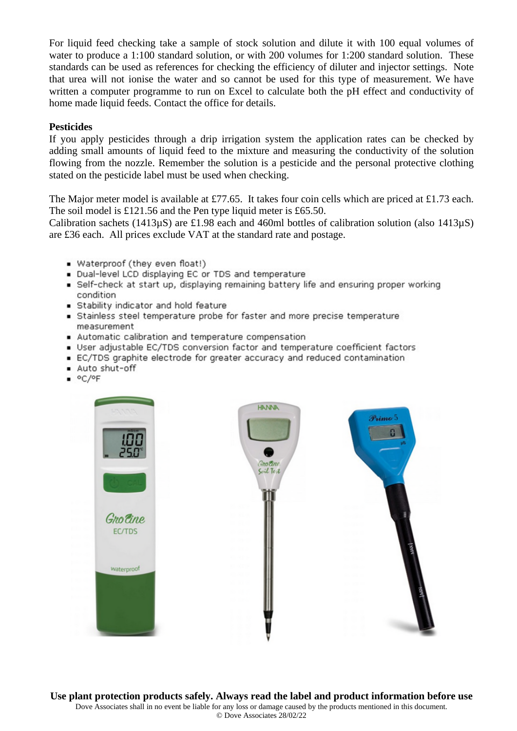For liquid feed checking take a sample of stock solution and dilute it with 100 equal volumes of water to produce a 1:100 standard solution, or with 200 volumes for 1:200 standard solution. These standards can be used as references for checking the efficiency of diluter and injector settings. Note that urea will not ionise the water and so cannot be used for this type of measurement. We have written a computer programme to run on Excel to calculate both the pH effect and conductivity of home made liquid feeds. Contact the office for details.

**Pesticides**

If you apply pesticides through a drip irrigation system the application rates can be checked by adding small amounts of liquid feed to the mixture and measuring the conductivity of the solution flowing from the nozzle. Remember the solution is a pesticide and the personal protective clothing stated on the pesticide label must be used when checking.

The Major meter model is available at £77.65. It takes four coin cells which are priced at £1.73 each. The soil model is £121.56 and the Pen type liquid meter is £65.50.

Calibration sachets (1413µS) are £1.98 each and 460ml bottles of calibration solution (also 1413µS) are £36 each. All prices exclude VAT at the standard rate and postage.

- Waterproof (they even float!)
- Dual-level LCD displaying EC or TDS and temperature
- Self-check at start up, displaying remaining battery life and ensuring proper working condition
- Stability indicator and hold feature
- Stainless steel temperature probe for faster and more precise temperature measurement
- Automatic calibration and temperature compensation
- User adjustable EC/TDS conversion factor and temperature coefficient factors
- EC/TDS graphite electrode for greater accuracy and reduced contamination
- Auto shut-off
- °C/°F

**Use plant protection products safely. Always read the label and product information before use**

Dove Associates shall in no event be liable for any loss or damage caused by the products mentioned in this document.

© Dove Associates 28/02/22